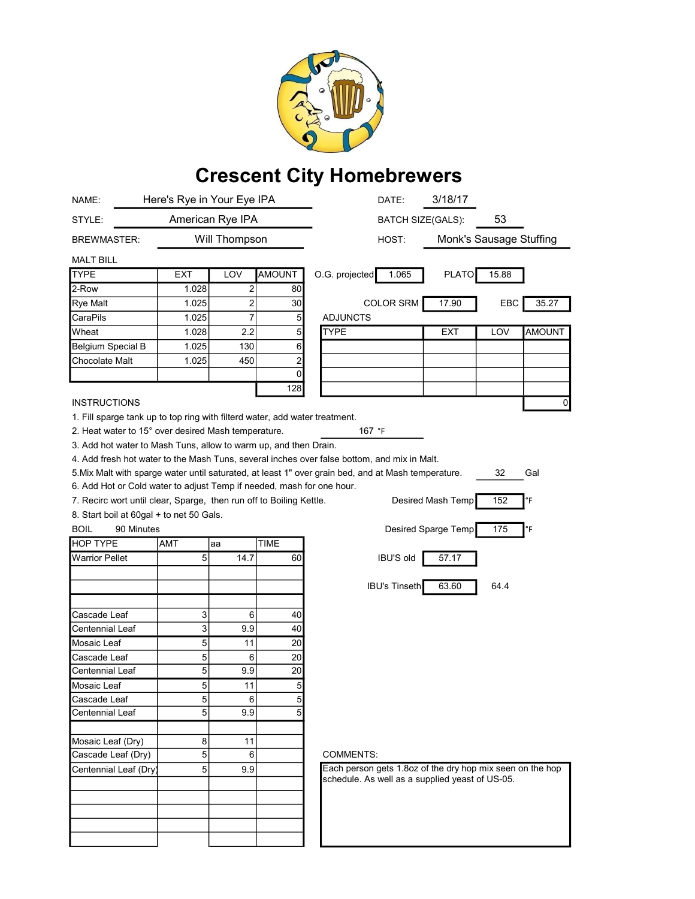# Crescent City Homebrewers

NAME: Here's Rye in Your Eye IPA

DATE: 3/18/17

STYLE: American Rye IPA

BATCH SIZE(GALS): 53

BREWMASTER: Will Thompson

HOST: Monk's Sausage Stuffing

## MALT BILL

| TYPE | EXT | LOV | AMOUNT |
|---|---|---|---|
| 2-Row | 1.028 | 2 | 80 |
| Rye Malt | 1.025 | 2 | 30 |
| CaraPils | 1.025 | 7 | 5 |
| Wheat | 1.028 | 2.2 | 5 |
| Belgium Special B | 1.025 | 130 | 6 |
| Chocolate Malt | 1.025 | 450 | 2 |
| | | | 0 |
| | | | 128 |

O.G. projected: 1.065

PLATO: 15.88

COLOR SRM: 17.90

EBC: 35.27

## ADJUNCTS

| TYPE | EXT | LOV | AMOUNT |
|---|---|---|---|
| | | | |
| | | | |
| | | | |
| | | | |
| | | | 0 |

## INSTRUCTIONS

1. Fill sparge tank up to top ring with filterd water, add water treatment.
2. Heat water to 15° over desired Mash temperature. 167 °F
3. Add hot water to Mash Tuns, allow to warm up, and then Drain.
4. Add fresh hot water to the Mash Tuns, several inches over false bottom, and mix in Malt.
5. Mix Malt with sparge water until saturated, at least 1" over grain bed, and at Mash temperature. 32 Gal
6. Add Hot or Cold water to adjust Temp if needed, mash for one hour.
7. Recirc wort until clear, Sparge, then run off to Boiling Kettle.
8. Start boil at 60gal + to net 50 Gals.

Desired Mash Temp: 152 °F

Desired Sparge Temp: 175 °F

BOIL 90 Minutes

| HOP TYPE | AMT | aa | TIME |
|---|---|---|---|
| Warrior Pellet | 5 | 14.7 | 60 |
| | | | |
| | | | |
| | | | |
| Cascade Leaf | 3 | 6 | 40 |
| Centennial Leaf | 3 | 9.9 | 40 |
| Mosaic Leaf | 5 | 11 | 20 |
| Cascade Leaf | 5 | 6 | 20 |
| Centennial Leaf | 5 | 9.9 | 20 |
| Mosaic Leaf | 5 | 11 | 5 |
| Cascade Leaf | 5 | 6 | 5 |
| Centennial Leaf | 5 | 9.9 | 5 |
| | | | |
| Mosaic Leaf (Dry) | 8 | 11 | |
| Cascade Leaf (Dry) | 5 | 6 | |
| Centennial Leaf (Dry) | 5 | 9.9 | |
| | | | |
| | | | |
| | | | |
| | | | |
| | | | |

IBU'S old: 57.17

IBU's Tinseth: 63.60 64.4

COMMENTS:

Each person gets 1.8oz of the dry hop mix seen on the hop schedule. As well as a supplied yeast of US-05.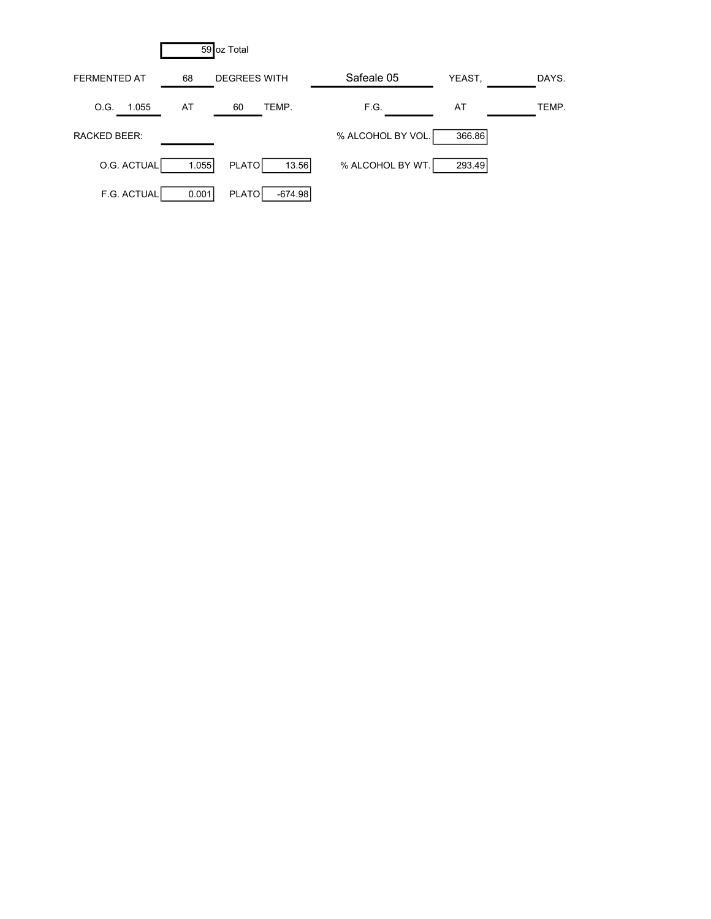| | | | | | | | |
|---|---|---|---|---|---|---|---|
| | 59 | oz Total | | | | | |
| FERMENTED AT | 68 | DEGREES WITH | | Safeale 05 | YEAST, | | DAYS. |
| O.G. 1.055 | AT | 60 | TEMP. | F.G. | AT | | TEMP. |
| RACKED BEER: | | | | % ALCOHOL BY VOL. | 366.86 | | |
| O.G. ACTUAL | 1.055 | PLATO | 13.56 | % ALCOHOL BY WT. | 293.49 | | |
| F.G. ACTUAL | 0.001 | PLATO | -674.98 | | | | |